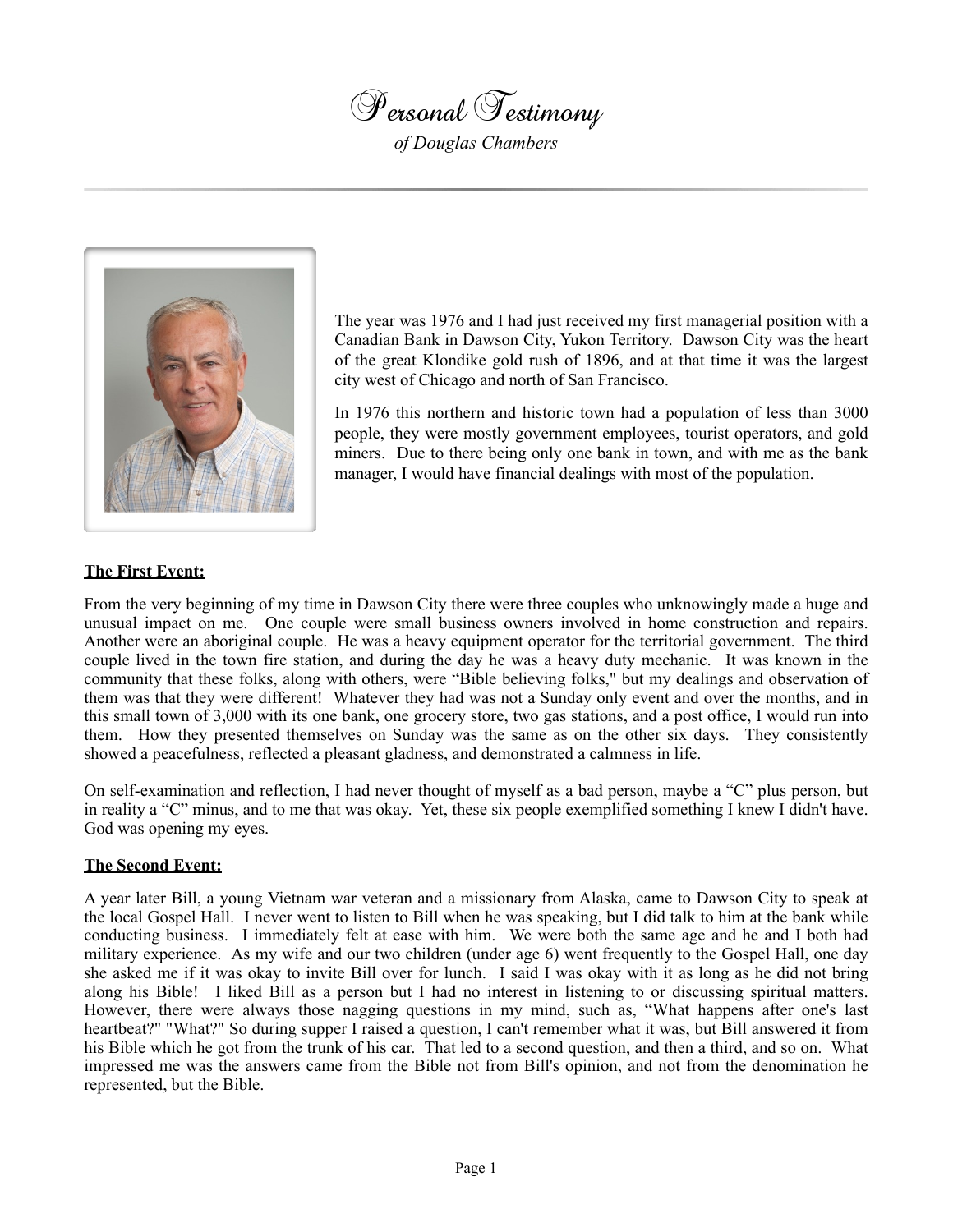# Personal Testimony

*of Douglas Chambers*

---

The year was 1976 and I had just received my first managerial position with a Canadian Bank in Dawson City, Yukon Territory. Dawson City was the heart of the great Klondike gold rush of 1896, and at that time it was the largest city west of Chicago and north of San Francisco.

In 1976 this northern and historic town had a population of less than 3000 people, they were mostly government employees, tourist operators, and gold miners. Due to there being only one bank in town, and with me as the bank manager, I would have financial dealings with most of the population.

**The First Event:**

From the very beginning of my time in Dawson City there were three couples who unknowingly made a huge and unusual impact on me. One couple were small business owners involved in home construction and repairs. Another were an aboriginal couple. He was a heavy equipment operator for the territorial government. The third couple lived in the town fire station, and during the day he was a heavy duty mechanic. It was known in the community that these folks, along with others, were "Bible believing folks," but my dealings and observation of them was that they were different! Whatever they had was not a Sunday only event and over the months, and in this small town of 3,000 with its one bank, one grocery store, two gas stations, and a post office, I would run into them. How they presented themselves on Sunday was the same as on the other six days. They consistently showed a peacefulness, reflected a pleasant gladness, and demonstrated a calmness in life.

On self-examination and reflection, I had never thought of myself as a bad person, maybe a "C" plus person, but in reality a "C" minus, and to me that was okay. Yet, these six people exemplified something I knew I didn't have. God was opening my eyes.

**The Second Event:**

A year later Bill, a young Vietnam war veteran and a missionary from Alaska, came to Dawson City to speak at the local Gospel Hall. I never went to listen to Bill when he was speaking, but I did talk to him at the bank while conducting business. I immediately felt at ease with him. We were both the same age and he and I both had military experience. As my wife and our two children (under age 6) went frequently to the Gospel Hall, one day she asked me if it was okay to invite Bill over for lunch. I said I was okay with it as long as he did not bring along his Bible! I liked Bill as a person but I had no interest in listening to or discussing spiritual matters. However, there were always those nagging questions in my mind, such as, "What happens after one's last heartbeat?" "What?" So during supper I raised a question, I can't remember what it was, but Bill answered it from his Bible which he got from the trunk of his car. That led to a second question, and then a third, and so on. What impressed me was the answers came from the Bible not from Bill's opinion, and not from the denomination he represented, but the Bible.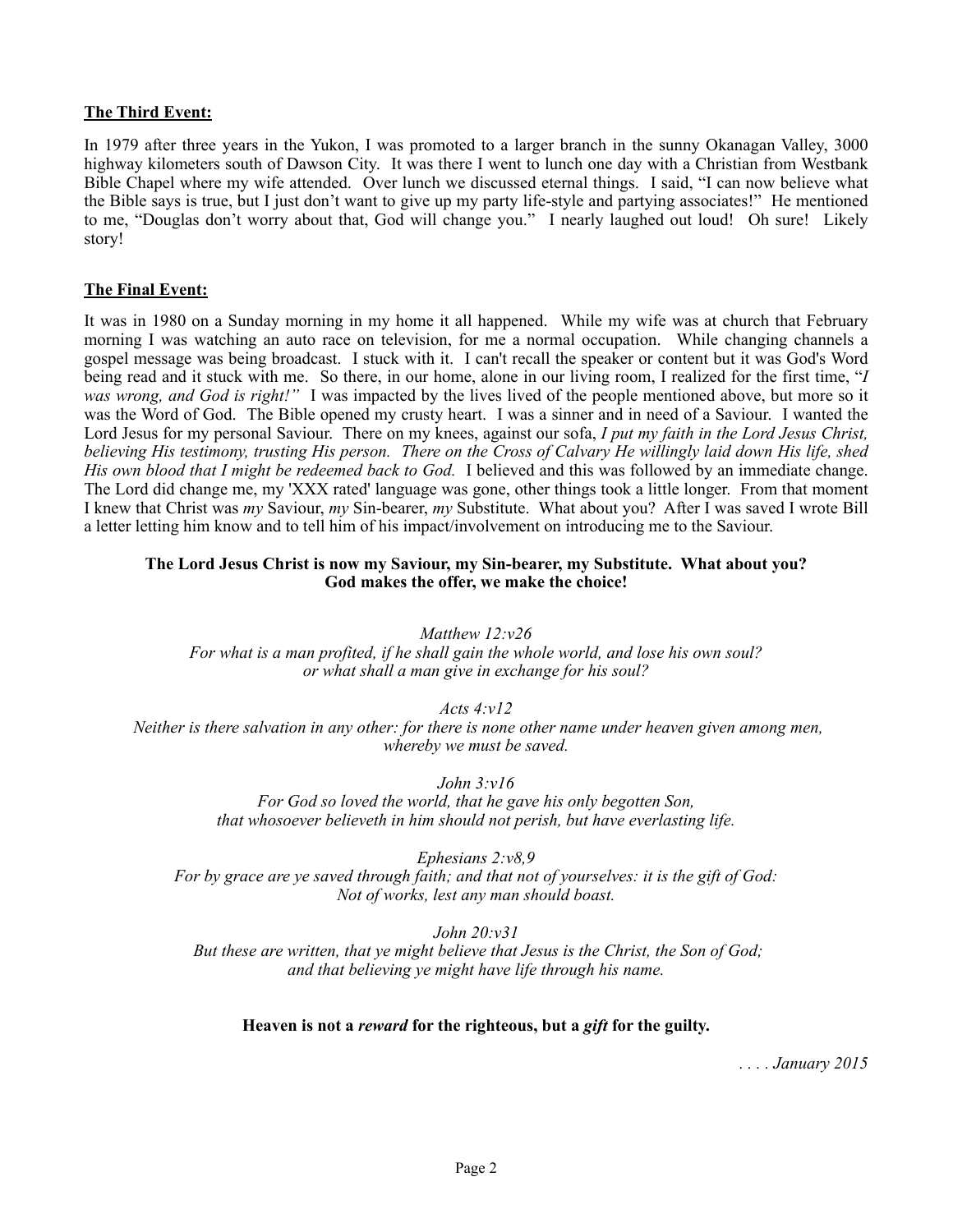**The Third Event:**

In 1979 after three years in the Yukon, I was promoted to a larger branch in the sunny Okanagan Valley, 3000 highway kilometers south of Dawson City. It was there I went to lunch one day with a Christian from Westbank Bible Chapel where my wife attended. Over lunch we discussed eternal things. I said, "I can now believe what the Bible says is true, but I just don't want to give up my party life-style and partying associates!" He mentioned to me, "Douglas don't worry about that, God will change you." I nearly laughed out loud! Oh sure! Likely story!

**The Final Event:**

It was in 1980 on a Sunday morning in my home it all happened. While my wife was at church that February morning I was watching an auto race on television, for me a normal occupation. While changing channels a gospel message was being broadcast. I stuck with it. I can't recall the speaker or content but it was God's Word being read and it stuck with me. So there, in our home, alone in our living room, I realized for the first time, "*I was wrong, and God is right!"* I was impacted by the lives lived of the people mentioned above, but more so it was the Word of God. The Bible opened my crusty heart. I was a sinner and in need of a Saviour. I wanted the Lord Jesus for my personal Saviour. There on my knees, against our sofa, *I put my faith in the Lord Jesus Christ, believing His testimony, trusting His person. There on the Cross of Calvary He willingly laid down His life, shed His own blood that I might be redeemed back to God.* I believed and this was followed by an immediate change. The Lord did change me, my 'XXX rated' language was gone, other things took a little longer. From that moment I knew that Christ was *my* Saviour, *my* Sin-bearer, *my* Substitute. What about you? After I was saved I wrote Bill a letter letting him know and to tell him of his impact/involvement on introducing me to the Saviour.

**The Lord Jesus Christ is now my Saviour, my Sin-bearer, my Substitute. What about you?**
**God makes the offer, we make the choice!**

*Matthew 12:v26*
*For what is a man profited, if he shall gain the whole world, and lose his own soul?*
*or what shall a man give in exchange for his soul?*

*Acts 4:v12*
*Neither is there salvation in any other: for there is none other name under heaven given among men,*
*whereby we must be saved.*

*John 3:v16*
*For God so loved the world, that he gave his only begotten Son,*
*that whosoever believeth in him should not perish, but have everlasting life.*

*Ephesians 2:v8,9*
*For by grace are ye saved through faith; and that not of yourselves: it is the gift of God:*
*Not of works, lest any man should boast.*

*John 20:v31*
*But these are written, that ye might believe that Jesus is the Christ, the Son of God;*
*and that believing ye might have life through his name.*

**Heaven is not a *reward* for the righteous, but a *gift* for the guilty.**

*. . . . January 2015*